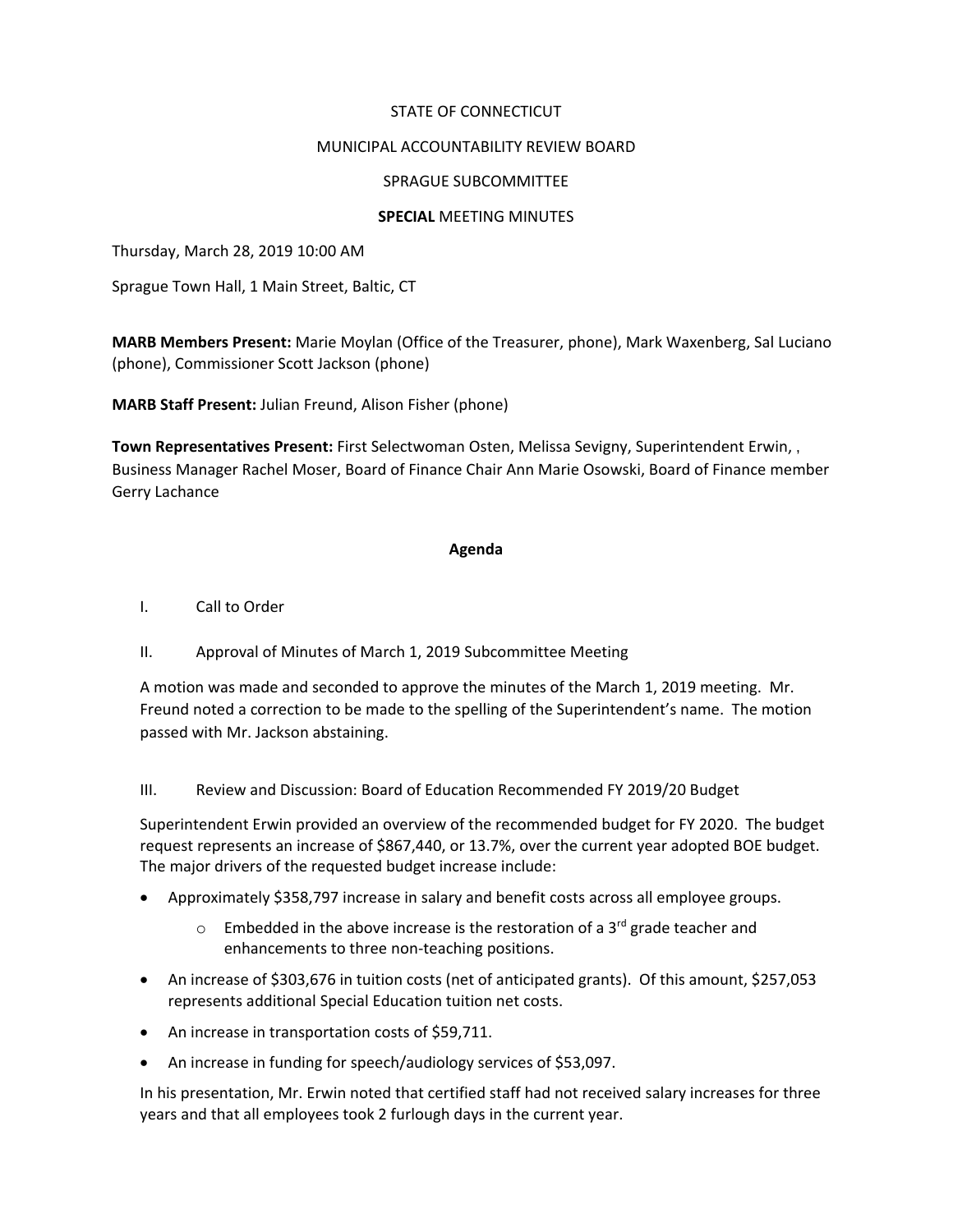STATE OF CONNECTICUT

MUNICIPAL ACCOUNTABILITY REVIEW BOARD

SPRAGUE SUBCOMMITTEE

**SPECIAL** MEETING MINUTES

Thursday, March 28, 2019 10:00 AM

Sprague Town Hall, 1 Main Street, Baltic, CT

**MARB Members Present:** Marie Moylan (Office of the Treasurer, phone), Mark Waxenberg, Sal Luciano (phone), Commissioner Scott Jackson (phone)

**MARB Staff Present:** Julian Freund, Alison Fisher (phone)

**Town Representatives Present:** First Selectwoman Osten, Melissa Sevigny, Superintendent Erwin, , Business Manager Rachel Moser, Board of Finance Chair Ann Marie Osowski, Board of Finance member Gerry Lachance

**Agenda**

I. Call to Order

II. Approval of Minutes of March 1, 2019 Subcommittee Meeting

A motion was made and seconded to approve the minutes of the March 1, 2019 meeting. Mr. Freund noted a correction to be made to the spelling of the Superintendent's name. The motion passed with Mr. Jackson abstaining.

III. Review and Discussion: Board of Education Recommended FY 2019/20 Budget

Superintendent Erwin provided an overview of the recommended budget for FY 2020. The budget request represents an increase of $867,440, or 13.7%, over the current year adopted BOE budget. The major drivers of the requested budget increase include:

- Approximately $358,797 increase in salary and benefit costs across all employee groups.
    - Embedded in the above increase is the restoration of a 3rd grade teacher and enhancements to three non-teaching positions.
- An increase of $303,676 in tuition costs (net of anticipated grants). Of this amount, $257,053 represents additional Special Education tuition net costs.
- An increase in transportation costs of $59,711.
- An increase in funding for speech/audiology services of $53,097.

In his presentation, Mr. Erwin noted that certified staff had not received salary increases for three years and that all employees took 2 furlough days in the current year.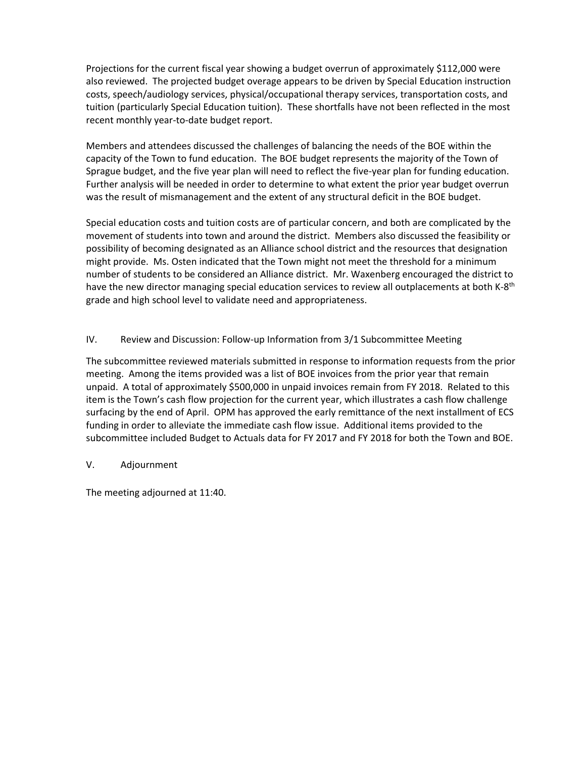Projections for the current fiscal year showing a budget overrun of approximately $112,000 were also reviewed. The projected budget overage appears to be driven by Special Education instruction costs, speech/audiology services, physical/occupational therapy services, transportation costs, and tuition (particularly Special Education tuition). These shortfalls have not been reflected in the most recent monthly year-to-date budget report.

Members and attendees discussed the challenges of balancing the needs of the BOE within the capacity of the Town to fund education. The BOE budget represents the majority of the Town of Sprague budget, and the five year plan will need to reflect the five-year plan for funding education. Further analysis will be needed in order to determine to what extent the prior year budget overrun was the result of mismanagement and the extent of any structural deficit in the BOE budget.

Special education costs and tuition costs are of particular concern, and both are complicated by the movement of students into town and around the district. Members also discussed the feasibility or possibility of becoming designated as an Alliance school district and the resources that designation might provide. Ms. Osten indicated that the Town might not meet the threshold for a minimum number of students to be considered an Alliance district. Mr. Waxenberg encouraged the district to have the new director managing special education services to review all outplacements at both K-8th grade and high school level to validate need and appropriateness.

## IV. Review and Discussion: Follow-up Information from 3/1 Subcommittee Meeting

The subcommittee reviewed materials submitted in response to information requests from the prior meeting. Among the items provided was a list of BOE invoices from the prior year that remain unpaid. A total of approximately $500,000 in unpaid invoices remain from FY 2018. Related to this item is the Town's cash flow projection for the current year, which illustrates a cash flow challenge surfacing by the end of April. OPM has approved the early remittance of the next installment of ECS funding in order to alleviate the immediate cash flow issue. Additional items provided to the subcommittee included Budget to Actuals data for FY 2017 and FY 2018 for both the Town and BOE.

## V. Adjournment

The meeting adjourned at 11:40.